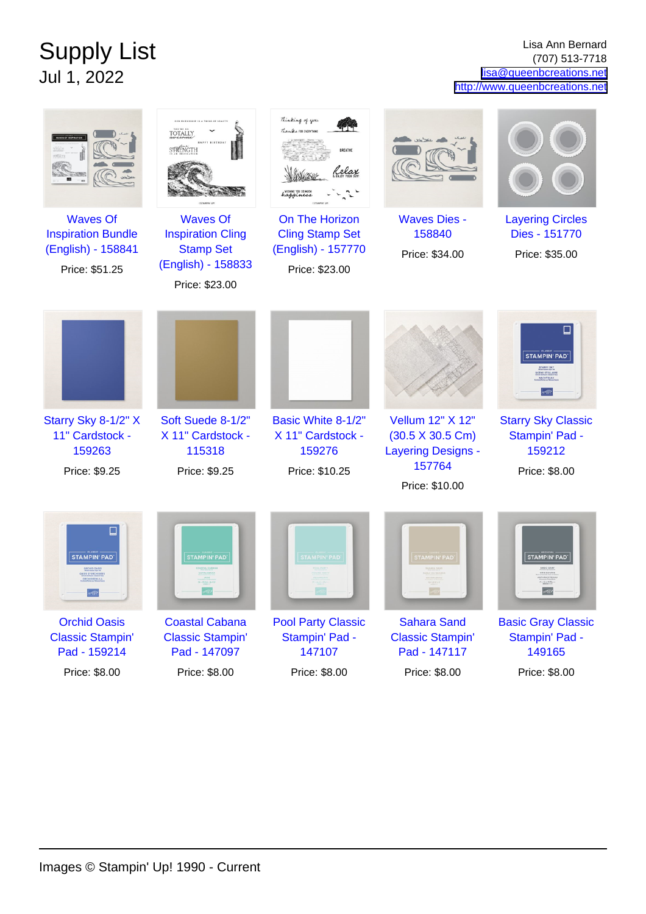# Supply List

## Jul 1, 2022

Lisa Ann Bernard
(707) 513-7718
lisa@queenbcreations.net
http://www.queenbcreations.net

Waves Of Inspiration Bundle (English) - 158841
Price: $51.25

Waves Of Inspiration Cling Stamp Set (English) - 158833
Price: $23.00

On The Horizon Cling Stamp Set (English) - 157770
Price: $23.00

Waves Dies - 158840
Price: $34.00

Layering Circles Dies - 151770
Price: $35.00

Starry Sky 8-1/2" X 11" Cardstock - 159263
Price: $9.25

Soft Suede 8-1/2" X 11" Cardstock - 115318
Price: $9.25

Basic White 8-1/2" X 11" Cardstock - 159276
Price: $10.25

Vellum 12" X 12" (30.5 X 30.5 Cm) Layering Designs - 157764
Price: $10.00

Starry Sky Classic Stampin' Pad - 159212
Price: $8.00

Orchid Oasis Classic Stampin' Pad - 159214
Price: $8.00

Coastal Cabana Classic Stampin' Pad - 147097
Price: $8.00

Pool Party Classic Stampin' Pad - 147107
Price: $8.00

Sahara Sand Classic Stampin' Pad - 147117
Price: $8.00

Basic Gray Classic Stampin' Pad - 149165
Price: $8.00

Images © Stampin' Up! 1990 - Current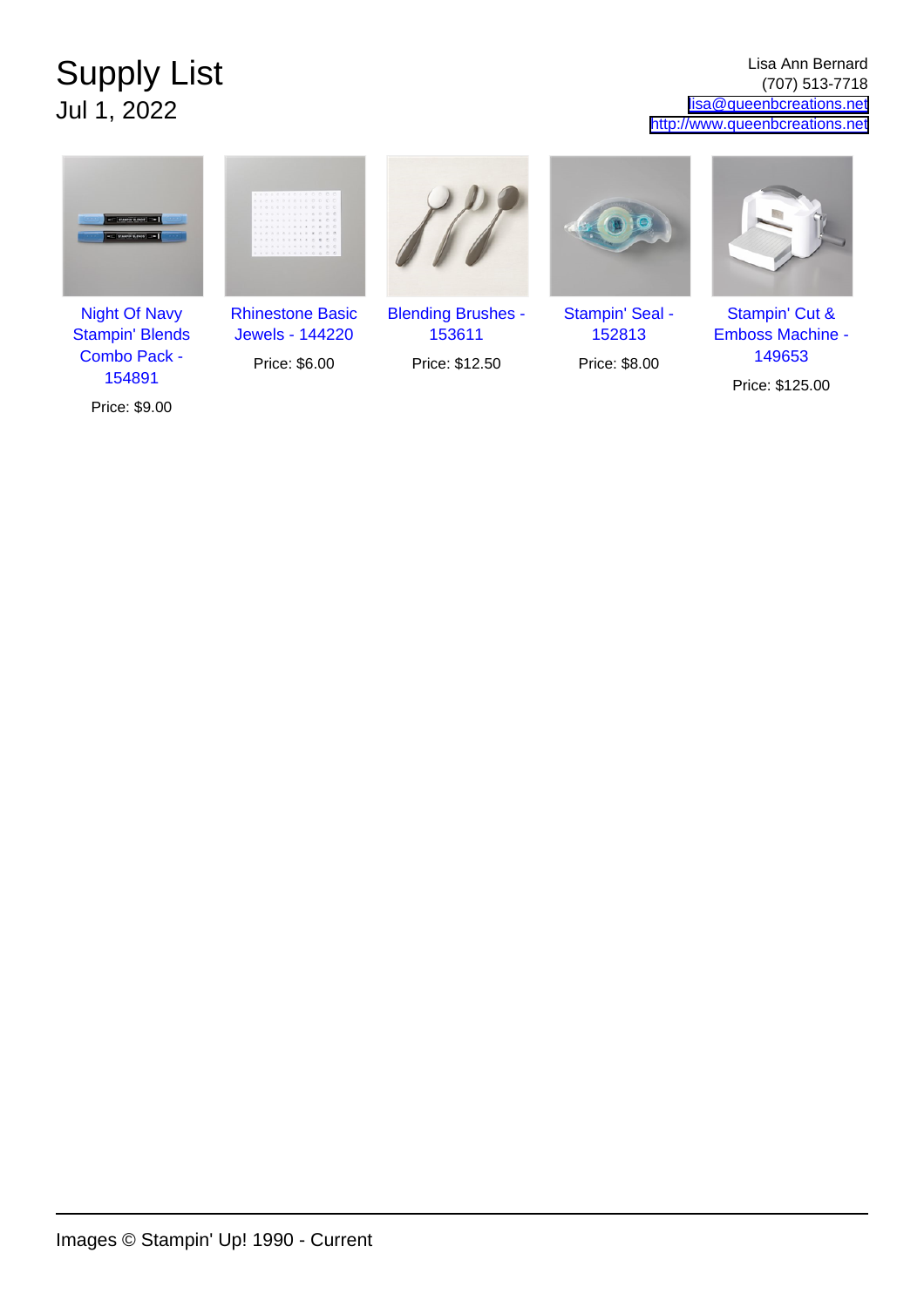# Supply List

Jul 1, 2022

Lisa Ann Bernard
(707) 513-7718
lisa@queenbcreations.net
http://www.queenbcreations.net

| | | | | |
|---|---|---|---|---|
| Night Of Navy Stampin' Blends Combo Pack - 154891 | Rhinestone Basic Jewels - 144220 | Blending Brushes - 153611 | Stampin' Seal - 152813 | Stampin' Cut & Emboss Machine - 149653 |
| Price: $9.00 | Price: $6.00 | Price: $12.50 | Price: $8.00 | Price: $125.00 |

Images © Stampin' Up! 1990 - Current